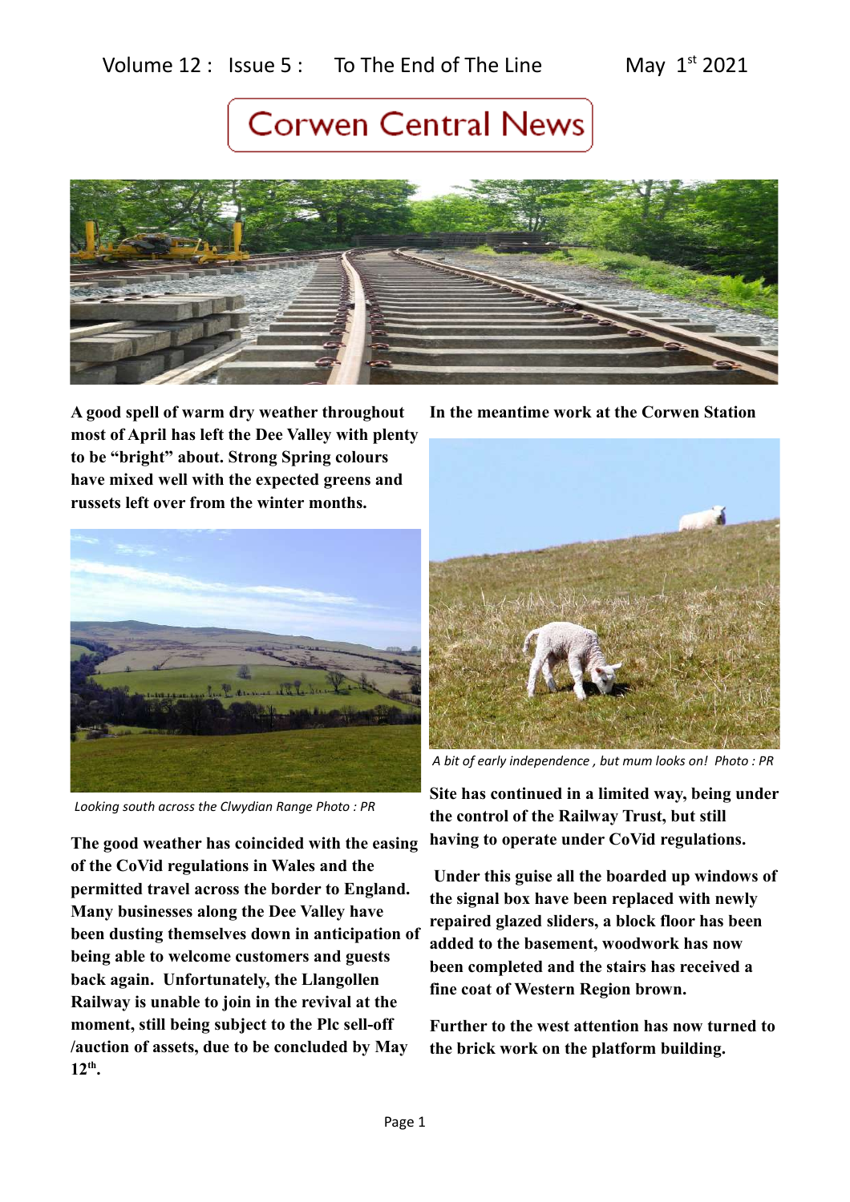Volume 12 : Issue 5 : To The End of The Line May 1st 2021

# Corwen Central News

**A good spell of warm dry weather throughout most of April has left the Dee Valley with plenty to be "bright" about. Strong Spring colours have mixed well with the expected greens and russets left over from the winter months.**

*Looking south across the Clwydian Range Photo : PR*

**The good weather has coincided with the easing of the CoVid regulations in Wales and the permitted travel across the border to England. Many businesses along the Dee Valley have been dusting themselves down in anticipation of being able to welcome customers and guests back again. Unfortunately, the Llangollen Railway is unable to join in the revival at the moment, still being subject to the Plc sell-off /auction of assets, due to be concluded by May 12th.**

**In the meantime work at the Corwen Station**

*A bit of early independence , but mum looks on! Photo : PR*

**Site has continued in a limited way, being under the control of the Railway Trust, but still having to operate under CoVid regulations.**

**Under this guise all the boarded up windows of the signal box have been replaced with newly repaired glazed sliders, a block floor has been added to the basement, woodwork has now been completed and the stairs has received a fine coat of Western Region brown.**

**Further to the west attention has now turned to the brick work on the platform building.**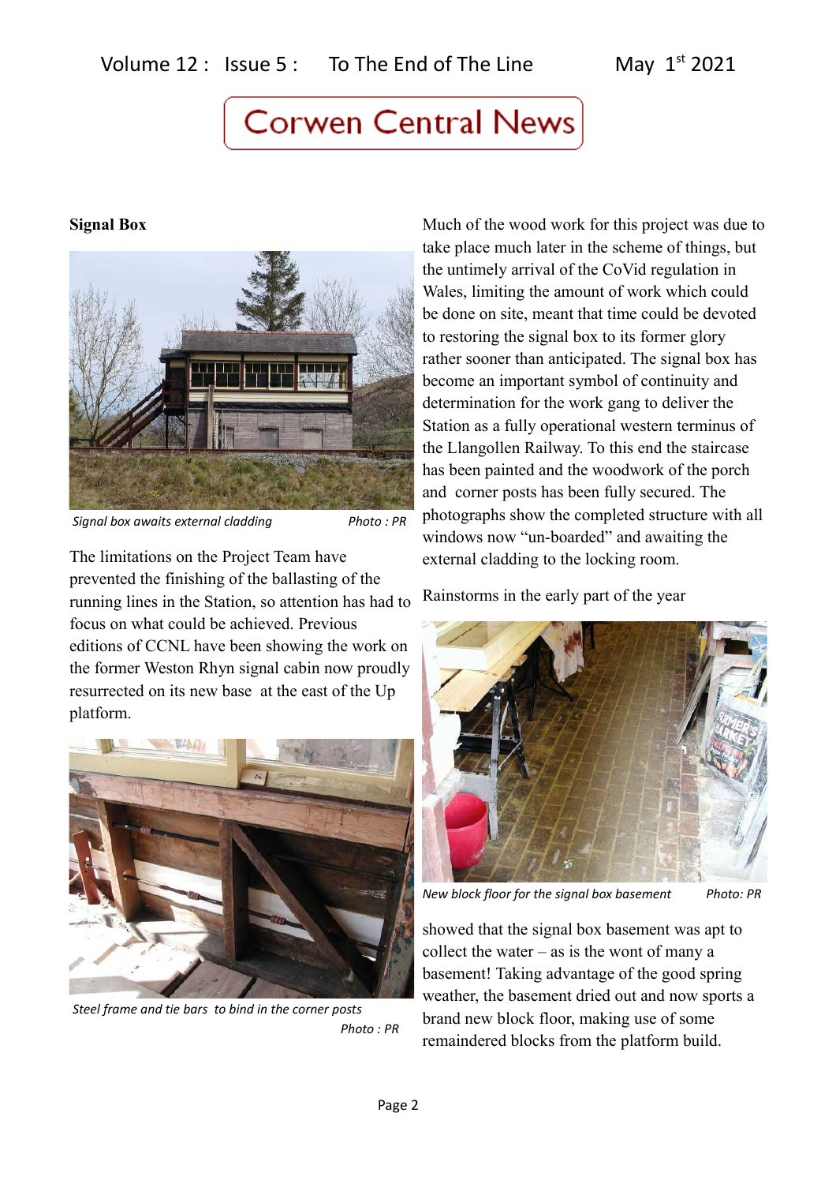## Signal Box

Signal box awaits external cladding Photo : PR

The limitations on the Project Team have prevented the finishing of the ballasting of the running lines in the Station, so attention has had to focus on what could be achieved. Previous editions of CCNL have been showing the work on the former Weston Rhyn signal cabin now proudly resurrected on its new base at the east of the Up platform.

Steel frame and tie bars to bind in the corner posts Photo : PR

Much of the wood work for this project was due to take place much later in the scheme of things, but the untimely arrival of the CoVid regulation in Wales, limiting the amount of work which could be done on site, meant that time could be devoted to restoring the signal box to its former glory rather sooner than anticipated. The signal box has become an important symbol of continuity and determination for the work gang to deliver the Station as a fully operational western terminus of the Llangollen Railway. To this end the staircase has been painted and the woodwork of the porch and corner posts has been fully secured. The photographs show the completed structure with all windows now "un-boarded" and awaiting the external cladding to the locking room.

Rainstorms in the early part of the year

New block floor for the signal box basement Photo: PR

showed that the signal box basement was apt to collect the water – as is the wont of many a basement! Taking advantage of the good spring weather, the basement dried out and now sports a brand new block floor, making use of some remaindered blocks from the platform build.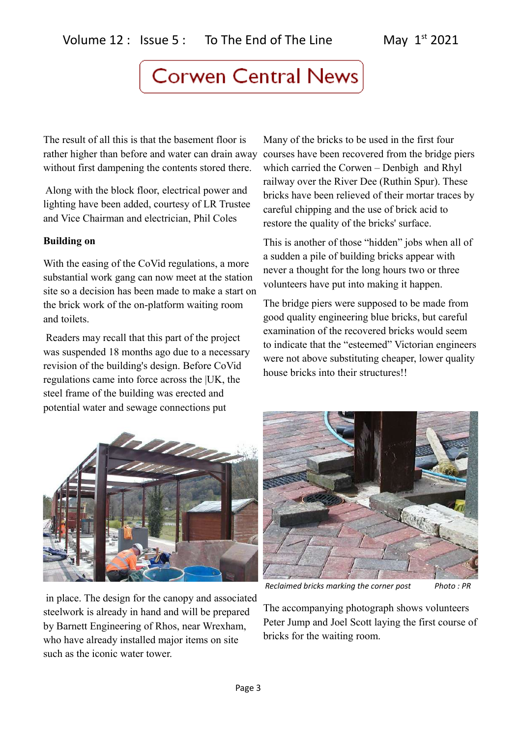The result of all this is that the basement floor is rather higher than before and water can drain away without first dampening the contents stored there.

Along with the block floor, electrical power and lighting have been added, courtesy of LR Trustee and Vice Chairman and electrician, Phil Coles

**Building on**

With the easing of the CoVid regulations, a more substantial work gang can now meet at the station site so a decision has been made to make a start on the brick work of the on-platform waiting room and toilets.

Readers may recall that this part of the project was suspended 18 months ago due to a necessary revision of the building's design. Before CoVid regulations came into force across the |UK, the steel frame of the building was erected and potential water and sewage connections put in place. The design for the canopy and associated steelwork is already in hand and will be prepared by Barnett Engineering of Rhos, near Wrexham, who have already installed major items on site such as the iconic water tower.

Many of the bricks to be used in the first four courses have been recovered from the bridge piers which carried the Corwen – Denbigh and Rhyl railway over the River Dee (Ruthin Spur). These bricks have been relieved of their mortar traces by careful chipping and the use of brick acid to restore the quality of the bricks' surface.

This is another of those "hidden" jobs when all of a sudden a pile of building bricks appear with never a thought for the long hours two or three volunteers have put into making it happen.

The bridge piers were supposed to be made from good quality engineering blue bricks, but careful examination of the recovered bricks would seem to indicate that the "esteemed" Victorian engineers were not above substituting cheaper, lower quality house bricks into their structures!!

*Reclaimed bricks marking the corner post* *Photo : PR*

The accompanying photograph shows volunteers Peter Jump and Joel Scott laying the first course of bricks for the waiting room.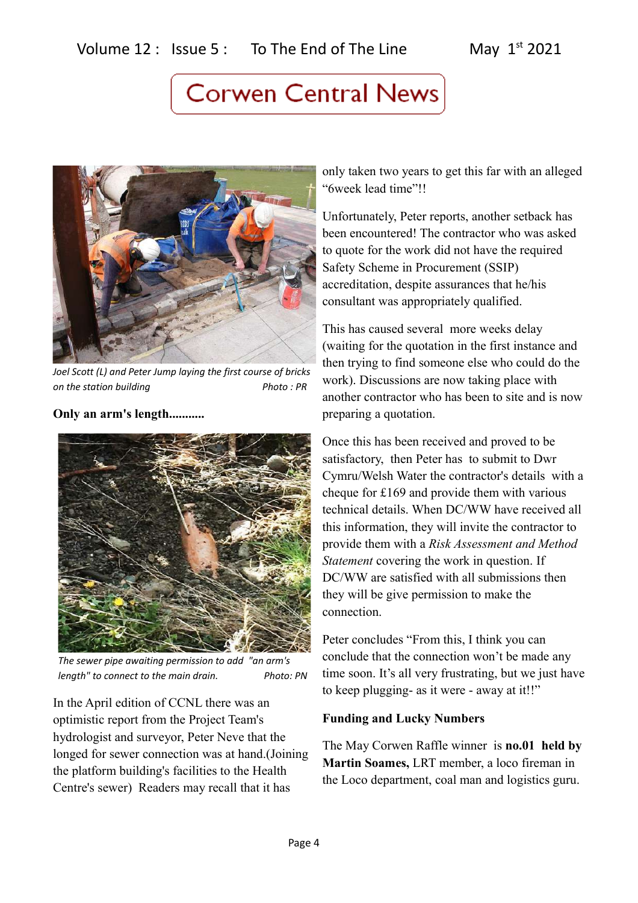Volume 12 : Issue 5 : To The End of The Line May 1st 2021

# Corwen Central News

Joel Scott (L) and Peter Jump laying the first course of bricks on the station building Photo : PR

**Only an arm's length...........**

The sewer pipe awaiting permission to add "an arm's length" to connect to the main drain. Photo: PN

In the April edition of CCNL there was an optimistic report from the Project Team's hydrologist and surveyor, Peter Neve that the longed for sewer connection was at hand.(Joining the platform building's facilities to the Health Centre's sewer) Readers may recall that it has only taken two years to get this far with an alleged "6week lead time"!!

Unfortunately, Peter reports, another setback has been encountered! The contractor who was asked to quote for the work did not have the required Safety Scheme in Procurement (SSIP) accreditation, despite assurances that he/his consultant was appropriately qualified.

This has caused several more weeks delay (waiting for the quotation in the first instance and then trying to find someone else who could do the work). Discussions are now taking place with another contractor who has been to site and is now preparing a quotation.

Once this has been received and proved to be satisfactory, then Peter has to submit to Dwr Cymru/Welsh Water the contractor's details with a cheque for £169 and provide them with various technical details. When DC/WW have received all this information, they will invite the contractor to provide them with a *Risk Assessment and Method Statement* covering the work in question. If DC/WW are satisfied with all submissions then they will be give permission to make the connection.

Peter concludes "From this, I think you can conclude that the connection won't be made any time soon. It's all very frustrating, but we just have to keep plugging- as it were - away at it!!"

**Funding and Lucky Numbers**

The May Corwen Raffle winner is **no.01 held by Martin Soames,** LRT member, a loco fireman in the Loco department, coal man and logistics guru.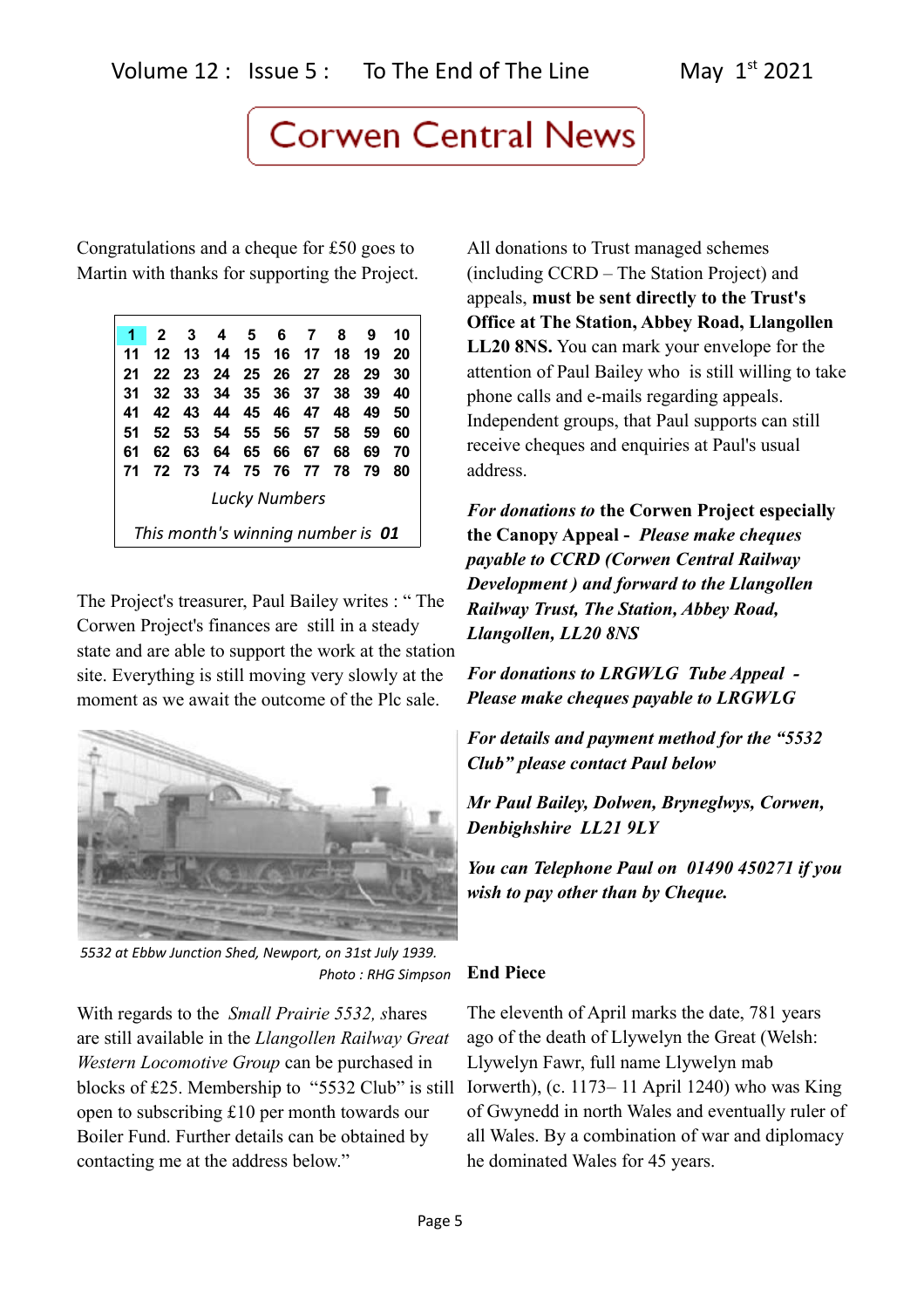# Corwen Central News

Congratulations and a cheque for £50 goes to Martin with thanks for supporting the Project.

| | | | | | | | | | |
|---|---|---|---|---|---|---|---|---|---|
| 1 | 2 | 3 | 4 | 5 | 6 | 7 | 8 | 9 | 10 |
| 11 | 12 | 13 | 14 | 15 | 16 | 17 | 18 | 19 | 20 |
| 21 | 22 | 23 | 24 | 25 | 26 | 27 | 28 | 29 | 30 |
| 31 | 32 | 33 | 34 | 35 | 36 | 37 | 38 | 39 | 40 |
| 41 | 42 | 43 | 44 | 45 | 46 | 47 | 48 | 49 | 50 |
| 51 | 52 | 53 | 54 | 55 | 56 | 57 | 58 | 59 | 60 |
| 61 | 62 | 63 | 64 | 65 | 66 | 67 | 68 | 69 | 70 |
| 71 | 72 | 73 | 74 | 75 | 76 | 77 | 78 | 79 | 80 |

*Lucky Numbers*

*This month's winning number is **01***

The Project's treasurer, Paul Bailey writes : " The Corwen Project's finances are still in a steady state and are able to support the work at the station site. Everything is still moving very slowly at the moment as we await the outcome of the Plc sale.

*5532 at Ebbw Junction Shed, Newport, on 31st July 1939. Photo : RHG Simpson*

With regards to the *Small Prairie 5532, s*hares are still available in the *Llangollen Railway Great Western Locomotive Group* can be purchased in blocks of £25. Membership to "5532 Club" is still open to subscribing £10 per month towards our Boiler Fund. Further details can be obtained by contacting me at the address below."

All donations to Trust managed schemes (including CCRD – The Station Project) and appeals, **must be sent directly to the Trust's Office at The Station, Abbey Road, Llangollen LL20 8NS.** You can mark your envelope for the attention of Paul Bailey who is still willing to take phone calls and e-mails regarding appeals. Independent groups, that Paul supports can still receive cheques and enquiries at Paul's usual address.

***For donations to* the Corwen Project especially the Canopy Appeal - *Please make cheques payable to CCRD (Corwen Central Railway Development ) and forward to the Llangollen Railway Trust, The Station, Abbey Road, Llangollen, LL20 8NS***

***For donations to LRGWLG Tube Appeal - Please make cheques payable to LRGWLG***

***For details and payment method for the "5532 Club" please contact Paul below***

***Mr Paul Bailey, Dolwen, Bryneglwys, Corwen, Denbighshire LL21 9LY***

***You can Telephone Paul on 01490 450271 if you wish to pay other than by Cheque.***

## End Piece

The eleventh of April marks the date, 781 years ago of the death of Llywelyn the Great (Welsh: Llywelyn Fawr, full name Llywelyn mab Iorwerth), (c. 1173– 11 April 1240) who was King of Gwynedd in north Wales and eventually ruler of all Wales. By a combination of war and diplomacy he dominated Wales for 45 years.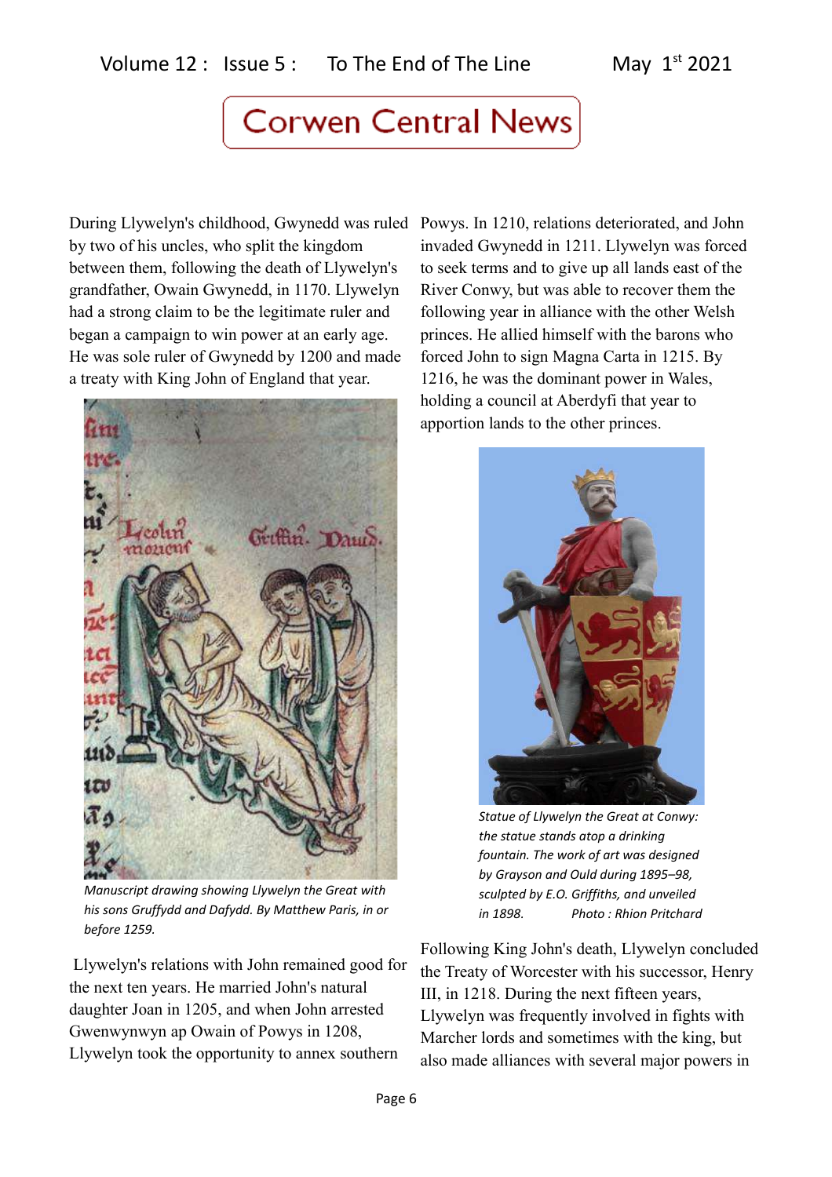During Llywelyn's childhood, Gwynedd was ruled by two of his uncles, who split the kingdom between them, following the death of Llywelyn's grandfather, Owain Gwynedd, in 1170. Llywelyn had a strong claim to be the legitimate ruler and began a campaign to win power at an early age. He was sole ruler of Gwynedd by 1200 and made a treaty with King John of England that year.

*Manuscript drawing showing Llywelyn the Great with his sons Gruffydd and Dafydd. By Matthew Paris, in or before 1259.*

Llywelyn's relations with John remained good for the next ten years. He married John's natural daughter Joan in 1205, and when John arrested Gwenwynwyn ap Owain of Powys in 1208, Llywelyn took the opportunity to annex southern Powys. In 1210, relations deteriorated, and John invaded Gwynedd in 1211. Llywelyn was forced to seek terms and to give up all lands east of the River Conwy, but was able to recover them the following year in alliance with the other Welsh princes. He allied himself with the barons who forced John to sign Magna Carta in 1215. By 1216, he was the dominant power in Wales, holding a council at Aberdyfi that year to apportion lands to the other princes.

*Statue of Llywelyn the Great at Conwy: the statue stands atop a drinking fountain. The work of art was designed by Grayson and Ould during 1895–98, sculpted by E.O. Griffiths, and unveiled in 1898.* *Photo : Rhion Pritchard*

Following King John's death, Llywelyn concluded the Treaty of Worcester with his successor, Henry III, in 1218. During the next fifteen years, Llywelyn was frequently involved in fights with Marcher lords and sometimes with the king, but also made alliances with several major powers in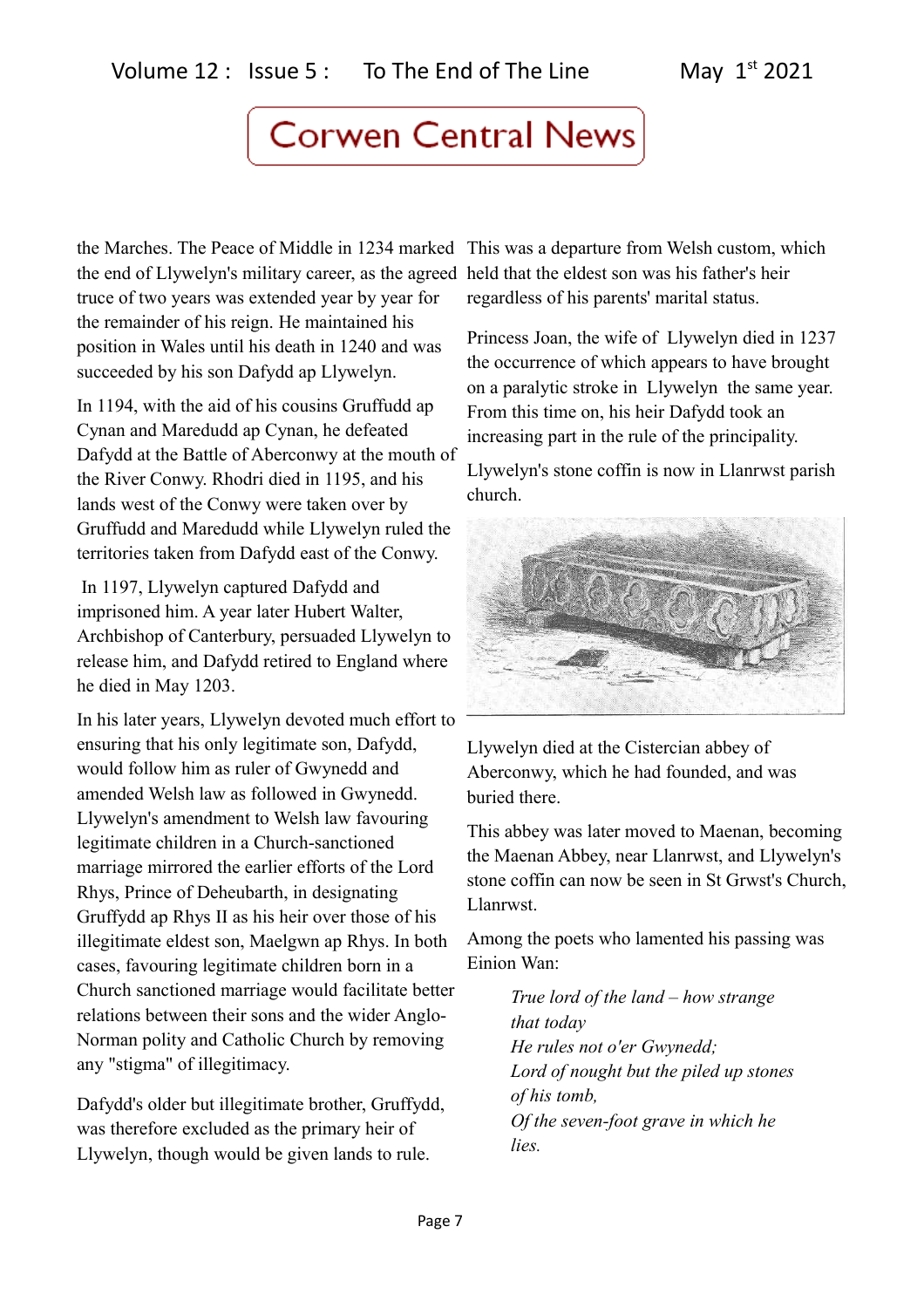the Marches. The Peace of Middle in 1234 marked the end of Llywelyn's military career, as the agreed truce of two years was extended year by year for the remainder of his reign. He maintained his position in Wales until his death in 1240 and was succeeded by his son Dafydd ap Llywelyn.

In 1194, with the aid of his cousins Gruffudd ap Cynan and Maredudd ap Cynan, he defeated Dafydd at the Battle of Aberconwy at the mouth of the River Conwy. Rhodri died in 1195, and his lands west of the Conwy were taken over by Gruffudd and Maredudd while Llywelyn ruled the territories taken from Dafydd east of the Conwy.

In 1197, Llywelyn captured Dafydd and imprisoned him. A year later Hubert Walter, Archbishop of Canterbury, persuaded Llywelyn to release him, and Dafydd retired to England where he died in May 1203.

In his later years, Llywelyn devoted much effort to ensuring that his only legitimate son, Dafydd, would follow him as ruler of Gwynedd and amended Welsh law as followed in Gwynedd. Llywelyn's amendment to Welsh law favouring legitimate children in a Church-sanctioned marriage mirrored the earlier efforts of the Lord Rhys, Prince of Deheubarth, in designating Gruffydd ap Rhys II as his heir over those of his illegitimate eldest son, Maelgwn ap Rhys. In both cases, favouring legitimate children born in a Church sanctioned marriage would facilitate better relations between their sons and the wider Anglo-Norman polity and Catholic Church by removing any "stigma" of illegitimacy.

Dafydd's older but illegitimate brother, Gruffydd, was therefore excluded as the primary heir of Llywelyn, though would be given lands to rule. This was a departure from Welsh custom, which held that the eldest son was his father's heir regardless of his parents' marital status.

Princess Joan, the wife of Llywelyn died in 1237 the occurrence of which appears to have brought on a paralytic stroke in Llywelyn the same year. From this time on, his heir Dafydd took an increasing part in the rule of the principality.

Llywelyn's stone coffin is now in Llanrwst parish church.

Llywelyn died at the Cistercian abbey of Aberconwy, which he had founded, and was buried there.

This abbey was later moved to Maenan, becoming the Maenan Abbey, near Llanrwst, and Llywelyn's stone coffin can now be seen in St Grwst's Church, Llanrwst.

Among the poets who lamented his passing was Einion Wan:

> *True lord of the land – how strange that today*
> *He rules not o'er Gwynedd;*
> *Lord of nought but the piled up stones of his tomb,*
> *Of the seven-foot grave in which he lies.*